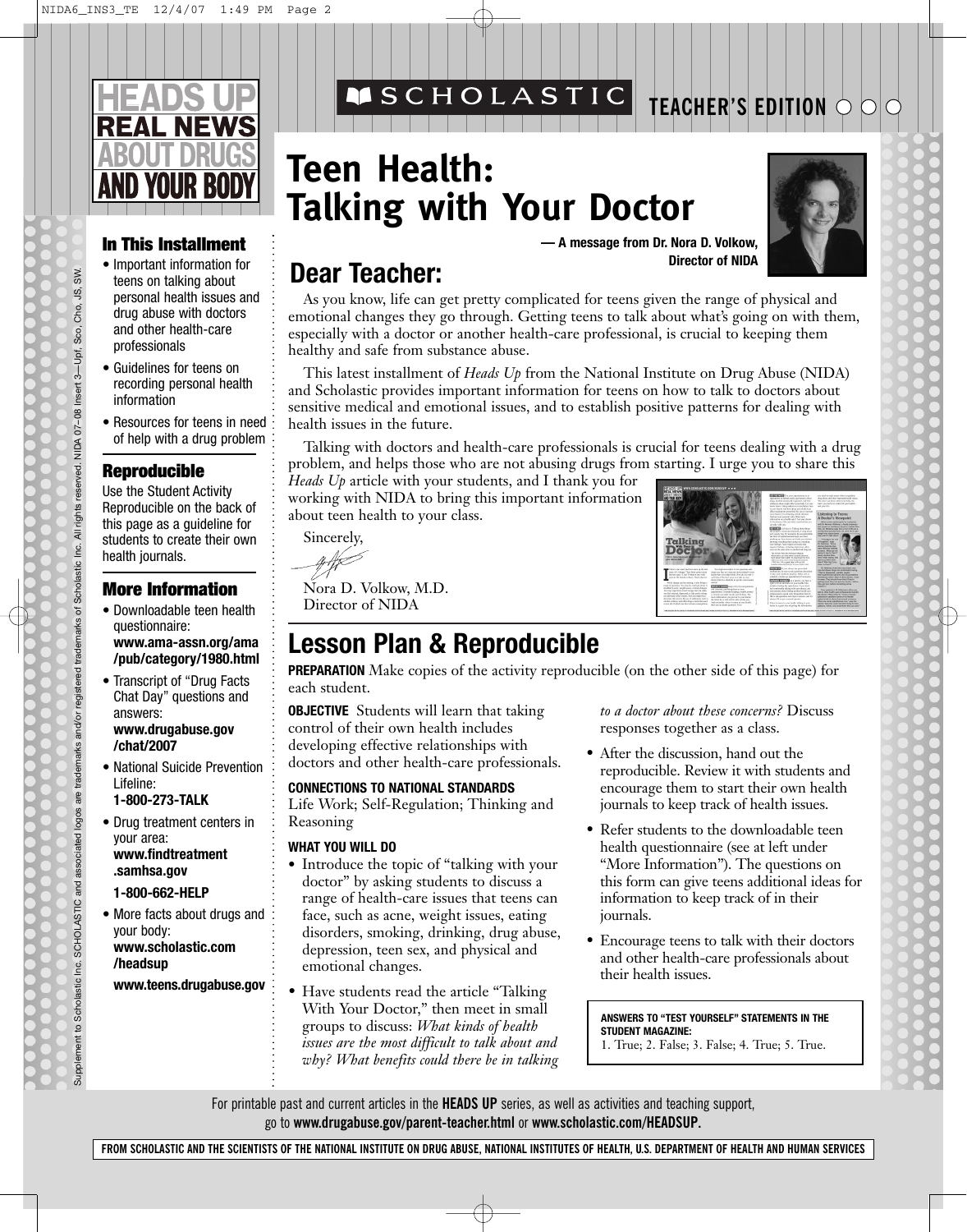# HEADS UP REAL NEWS ABOUT DRUGS AND YOUR BODY

SCHOLASTIC

TEACHER'S EDITION

# Teen Health: Talking with Your Doctor

— A message from Dr. Nora D. Volkow, Director of NIDA

## Dear Teacher:

As you know, life can get pretty complicated for teens given the range of physical and emotional changes they go through. Getting teens to talk about what's going on with them, especially with a doctor or another health-care professional, is crucial to keeping them healthy and safe from substance abuse.

This latest installment of *Heads Up* from the National Institute on Drug Abuse (NIDA) and Scholastic provides important information for teens on how to talk to doctors about sensitive medical and emotional issues, and to establish positive patterns for dealing with health issues in the future.

Talking with doctors and health-care professionals is crucial for teens dealing with a drug problem, and helps those who are not abusing drugs from starting. I urge you to share this *Heads Up* article with your students, and I thank you for working with NIDA to bring this important information about teen health to your class.

Sincerely,

Nora D. Volkow, M.D.
Director of NIDA

### In This Installment

- Important information for teens on talking about personal health issues and drug abuse with doctors and other health-care professionals
- Guidelines for teens on recording personal health information
- Resources for teens in need of help with a drug problem

### Reproducible

Use the Student Activity Reproducible on the back of this page as a guideline for students to create their own health journals.

### More Information

- Downloadable teen health questionnaire: **www.ama-assn.org/ama/pub/category/1980.html**
- Transcript of "Drug Facts Chat Day" questions and answers: **www.drugabuse.gov/chat/2007**
- National Suicide Prevention Lifeline: **1-800-273-TALK**
- Drug treatment centers in your area: **www.findtreatment.samhsa.gov**

  **1-800-662-HELP**
- More facts about drugs and your body: **www.scholastic.com/headsup**

  **www.teens.drugabuse.gov**

## Lesson Plan & Reproducible

**PREPARATION** Make copies of the activity reproducible (on the other side of this page) for each student.

**OBJECTIVE** Students will learn that taking control of their own health includes developing effective relationships with doctors and other health-care professionals.

**CONNECTIONS TO NATIONAL STANDARDS**
Life Work; Self-Regulation; Thinking and Reasoning

**WHAT YOU WILL DO**

- Introduce the topic of "talking with your doctor" by asking students to discuss a range of health-care issues that teens can face, such as acne, weight issues, eating disorders, smoking, drinking, drug abuse, depression, teen sex, and physical and emotional changes.
- Have students read the article "Talking With Your Doctor," then meet in small groups to discuss: *What kinds of health issues are the most difficult to talk about and why? What benefits could there be in talking to a doctor about these concerns?* Discuss responses together as a class.
- After the discussion, hand out the reproducible. Review it with students and encourage them to start their own health journals to keep track of health issues.
- Refer students to the downloadable teen health questionnaire (see at left under "More Information"). The questions on this form can give teens additional ideas for information to keep track of in their journals.
- Encourage teens to talk with their doctors and other health-care professionals about their health issues.

**ANSWERS TO "TEST YOURSELF" STATEMENTS IN THE STUDENT MAGAZINE:**
1. True; 2. False; 3. False; 4. True; 5. True.

For printable past and current articles in the **HEADS UP** series, as well as activities and teaching support, go to **www.drugabuse.gov/parent-teacher.html** or **www.scholastic.com/HEADSUP.**

**FROM SCHOLASTIC AND THE SCIENTISTS OF THE NATIONAL INSTITUTE ON DRUG ABUSE, NATIONAL INSTITUTES OF HEALTH, U.S. DEPARTMENT OF HEALTH AND HUMAN SERVICES**

Supplement to Scholastic Inc. SCHOLASTIC and associated logos are trademarks and/or registered trademarks of Scholastic Inc. All rights reserved. NIDA 07-08 Insert 3—Upf, Sco, Cho, JS, SW.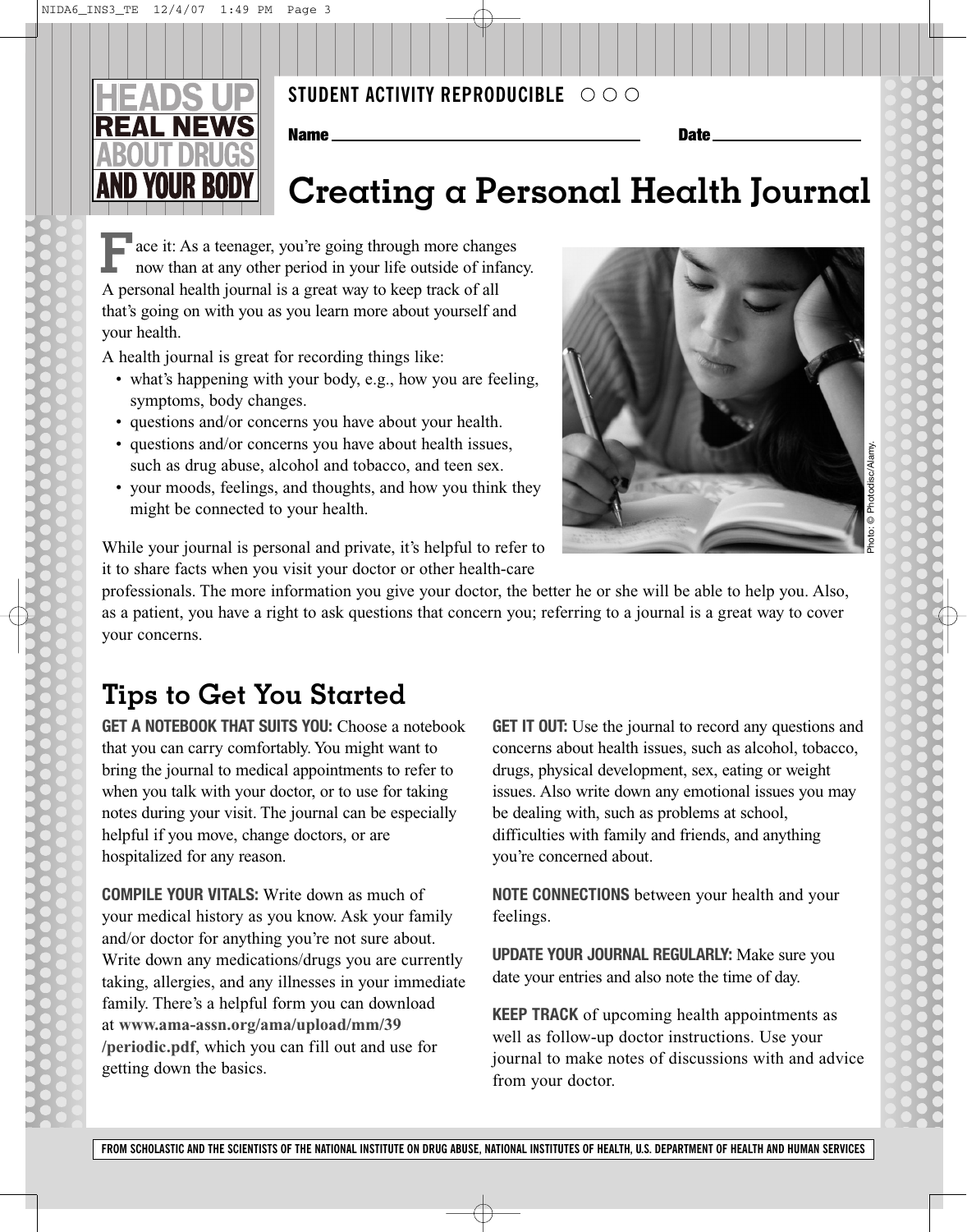HEADS UP REAL NEWS ABOUT DRUGS AND YOUR BODY

STUDENT ACTIVITY REPRODUCIBLE ○ ○ ○

**Name** ______________________ **Date** ____________

# Creating a Personal Health Journal

Face it: As a teenager, you're going through more changes now than at any other period in your life outside of infancy. A personal health journal is a great way to keep track of all that's going on with you as you learn more about yourself and your health.

A health journal is great for recording things like:

- what's happening with your body, e.g., how you are feeling, symptoms, body changes.
- questions and/or concerns you have about your health.
- questions and/or concerns you have about health issues, such as drug abuse, alcohol and tobacco, and teen sex.
- your moods, feelings, and thoughts, and how you think they might be connected to your health.

Photo: © Photodisc/Alamy.

While your journal is personal and private, it's helpful to refer to it to share facts when you visit your doctor or other health-care professionals. The more information you give your doctor, the better he or she will be able to help you. Also, as a patient, you have a right to ask questions that concern you; referring to a journal is a great way to cover your concerns.

## Tips to Get You Started

**GET A NOTEBOOK THAT SUITS YOU:** Choose a notebook that you can carry comfortably. You might want to bring the journal to medical appointments to refer to when you talk with your doctor, or to use for taking notes during your visit. The journal can be especially helpful if you move, change doctors, or are hospitalized for any reason.

**COMPILE YOUR VITALS:** Write down as much of your medical history as you know. Ask your family and/or doctor for anything you're not sure about. Write down any medications/drugs you are currently taking, allergies, and any illnesses in your immediate family. There's a helpful form you can download at **www.ama-assn.org/ama/upload/mm/39/periodic.pdf**, which you can fill out and use for getting down the basics.

**GET IT OUT:** Use the journal to record any questions and concerns about health issues, such as alcohol, tobacco, drugs, physical development, sex, eating or weight issues. Also write down any emotional issues you may be dealing with, such as problems at school, difficulties with family and friends, and anything you're concerned about.

**NOTE CONNECTIONS** between your health and your feelings.

**UPDATE YOUR JOURNAL REGULARLY:** Make sure you date your entries and also note the time of day.

**KEEP TRACK** of upcoming health appointments as well as follow-up doctor instructions. Use your journal to make notes of discussions with and advice from your doctor.

FROM SCHOLASTIC AND THE SCIENTISTS OF THE NATIONAL INSTITUTE ON DRUG ABUSE, NATIONAL INSTITUTES OF HEALTH, U.S. DEPARTMENT OF HEALTH AND HUMAN SERVICES